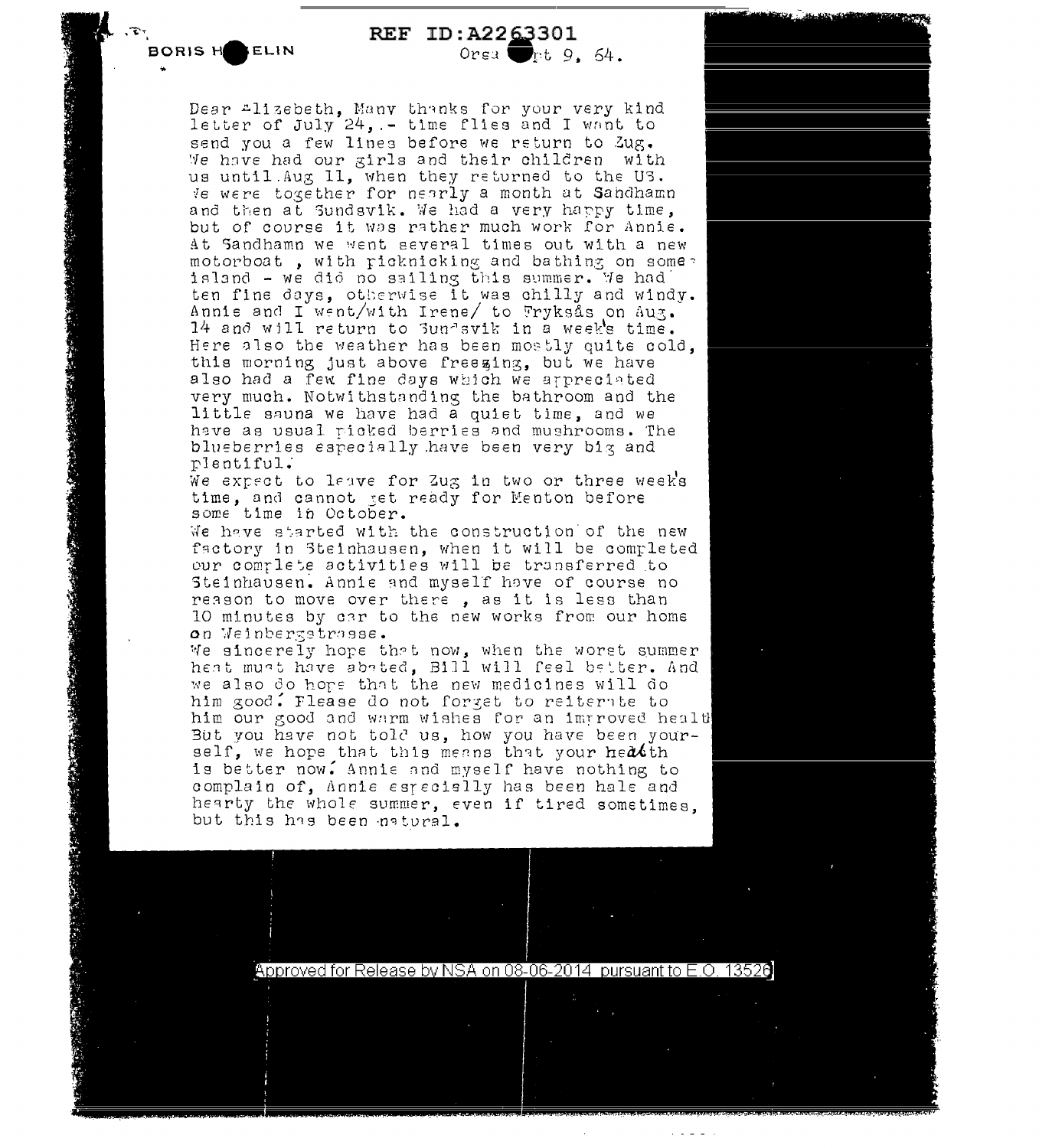BORIS H█ELIN

REF ID:A2263301

Orsa █pt 9, 64.

Dear Elizebeth, Many thanks for your very kind letter of July 24,.- time flies and I want to send you a few lines before we return to Zug. We have had our girls and their children with us until Aug 11, when they returned to the US. We were together for nearly a month at Sandhamn and then at Sundsvik. We had a very happy time, but of course it was rather much work for Annie. At Sandhamn we went several times out with a new motorboat , with picknicking and bathing on some island - we did no sailing this summer. We had ten fine days, otherwise it was chilly and windy. Annie and I went/with Irene/ to Fryksås on Aug. 14 and will return to Sundsvik in a week's time. Here also the weather has been mostly quite cold, this morning just above freezing, but we have also had a few fine days which we appreciated very much. Notwithstanding the bathroom and the little sauna we have had a quiet time, and we have as usual picked berries and mushrooms. The blueberries especially have been very big and plentiful.

We expect to leave for Zug in two or three week's time, and cannot get ready for Menton before some time in October.

We have started with the construction of the new factory in Steinhausen, when it will be completed our complete activities will be transferred to Steinhausen. Annie and myself have of course no reason to move over there , as it is less than 10 minutes by car to the new works from our home on Weinbergstrasse.

We sincerely hope that now, when the worst summer heat must have abated, Bill will feel better. And we also do hope that the new medicines will do him good. Please do not forget to reiterate to him our good and warm wishes for an improved health. But you have not told us, how you have been yourself, we hope that this means that your health is better now. Annie and myself have nothing to complain of, Annie especially has been hale and hearty the whole summer, even if tired sometimes, but this has been natural.

Approved for Release by NSA on 08-06-2014 pursuant to E.O. 13526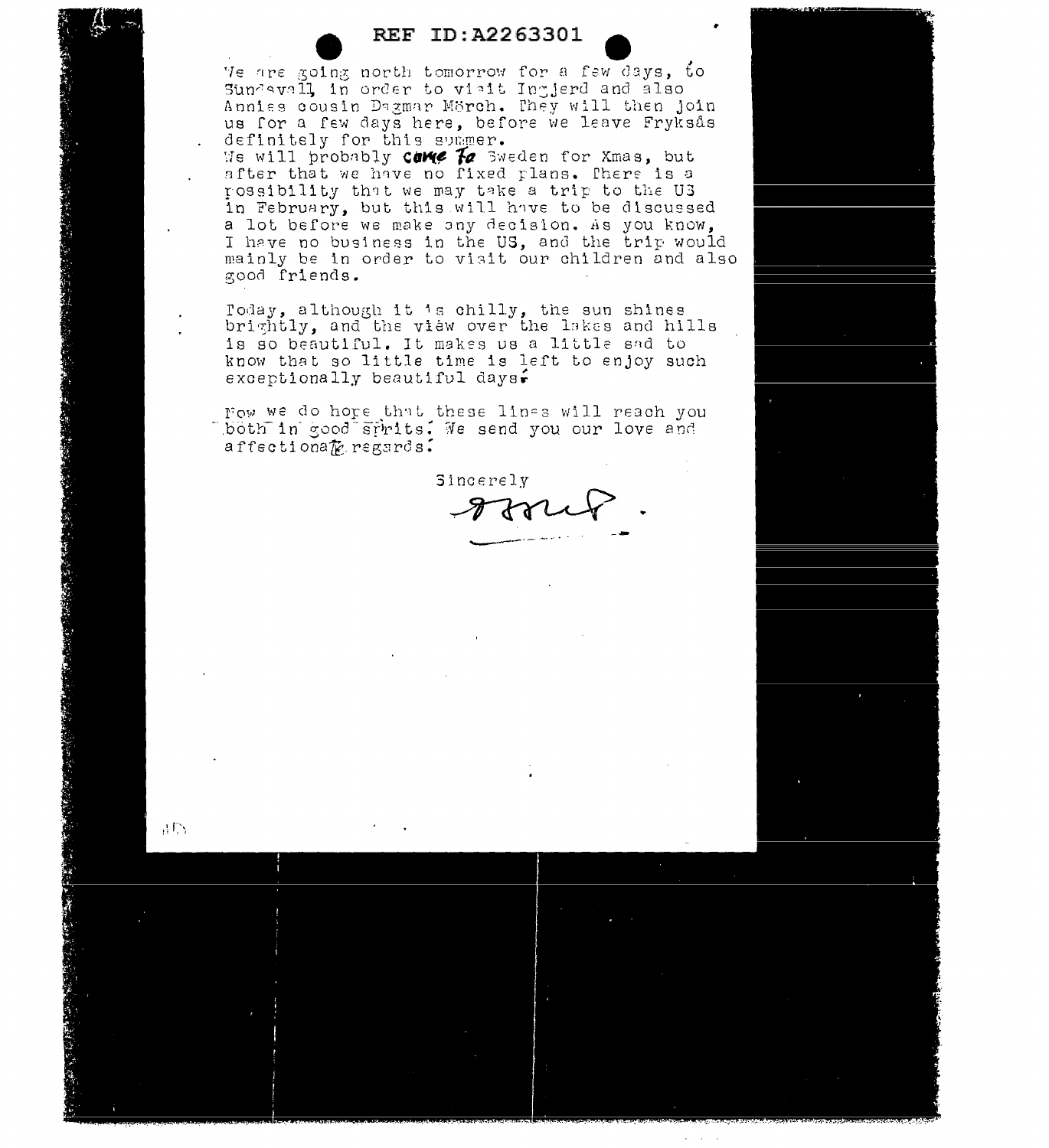We are going north tomorrow for a few days, to Sundsvall, in order to visit Ingjerd and also Annies cousin Dagmar Mörch. They will then join us for a few days here, before we leave Fryksås definitely for this summer.
We will probably come to Sweden for Xmas, but after that we have no fixed plans. There is a possibility that we may take a trip to the US in February, but this will have to be discussed a lot before we make any decision. As you know, I have no business in the US, and the trip would mainly be in order to visit our children and also good friends.

Today, although it is chilly, the sun shines brightly, and the view over the lakes and hills is so beautiful. It makes us a little sad to know that so little time is left to enjoy such exceptionally beautiful days.

Now we do hope that these lines will reach you both in good spirits. We send you our love and affectionate regards.

Sincerely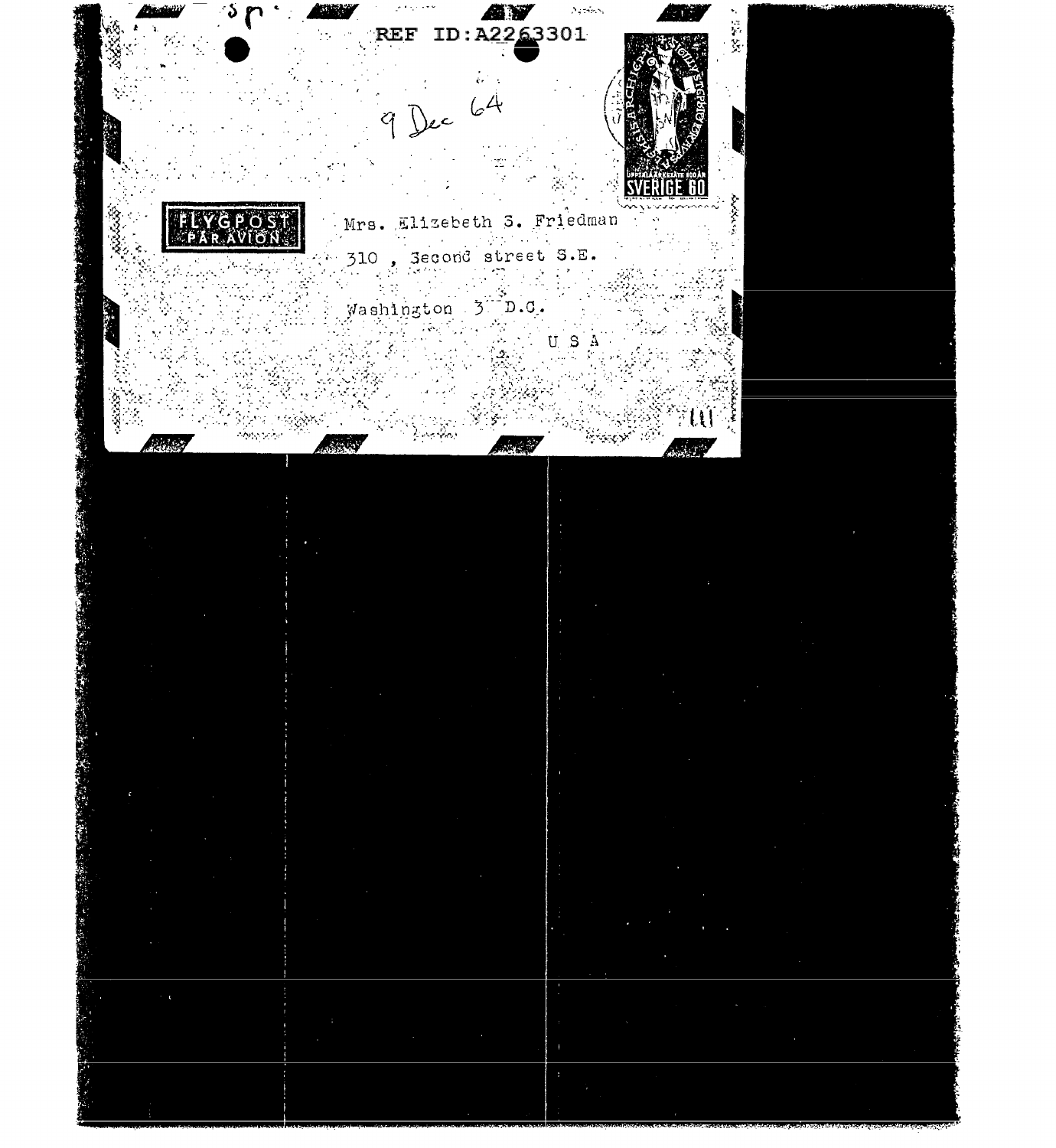REF ID:A2263301

9 Dec 64

FLYGPOST
PAR AVION

Mrs. Elizebeth S. Friedman

310 , Second street S.E.

Washington 3 D.C.

U S A